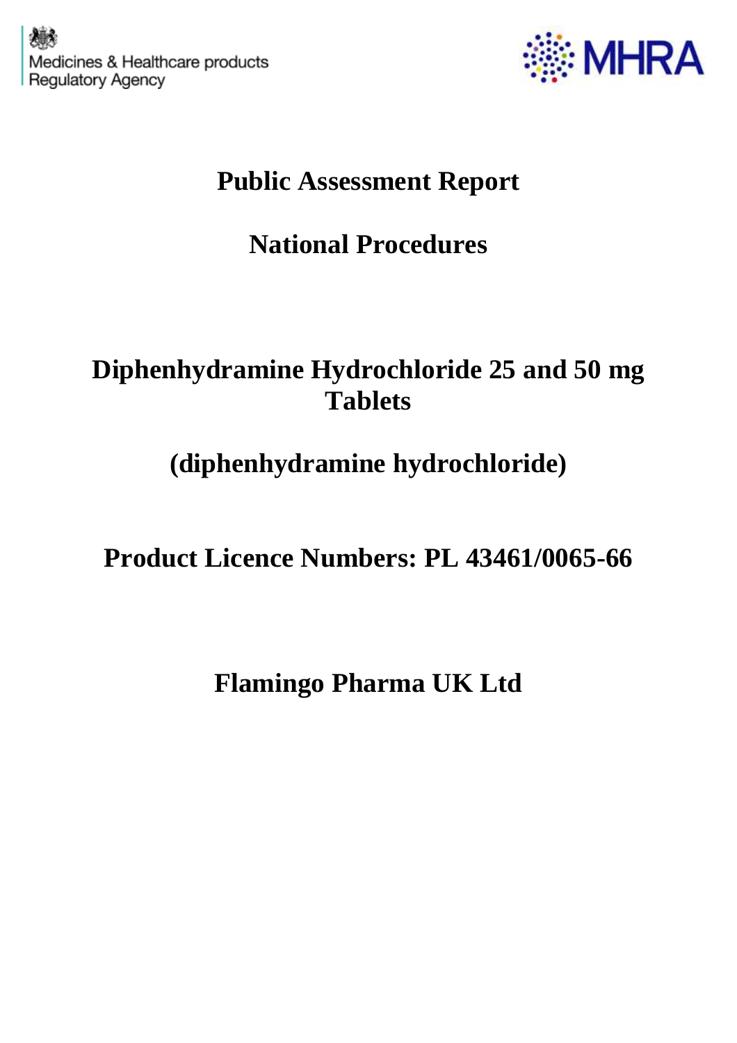Medicines & Healthcare products Regulatory Agency

MHRA

# Public Assessment Report

## National Procedures

# Diphenhydramine Hydrochloride 25 and 50 mg Tablets

## (diphenhydramine hydrochloride)

## Product Licence Numbers: PL 43461/0065-66

## Flamingo Pharma UK Ltd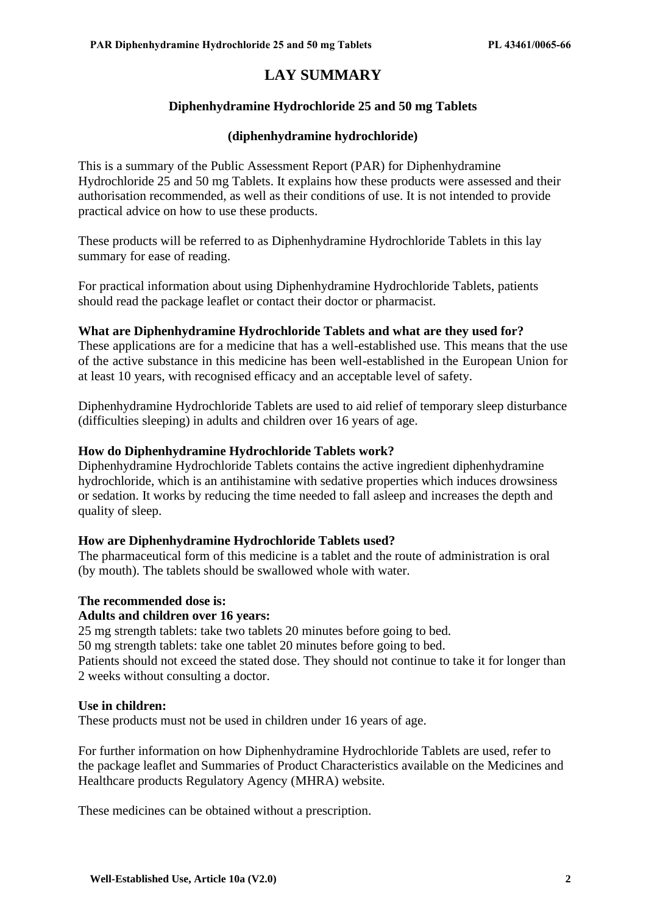# LAY SUMMARY

## Diphenhydramine Hydrochloride 25 and 50 mg Tablets

## (diphenhydramine hydrochloride)

This is a summary of the Public Assessment Report (PAR) for Diphenhydramine Hydrochloride 25 and 50 mg Tablets. It explains how these products were assessed and their authorisation recommended, as well as their conditions of use. It is not intended to provide practical advice on how to use these products.

These products will be referred to as Diphenhydramine Hydrochloride Tablets in this lay summary for ease of reading.

For practical information about using Diphenhydramine Hydrochloride Tablets, patients should read the package leaflet or contact their doctor or pharmacist.

**What are Diphenhydramine Hydrochloride Tablets and what are they used for?**

These applications are for a medicine that has a well-established use. This means that the use of the active substance in this medicine has been well-established in the European Union for at least 10 years, with recognised efficacy and an acceptable level of safety.

Diphenhydramine Hydrochloride Tablets are used to aid relief of temporary sleep disturbance (difficulties sleeping) in adults and children over 16 years of age.

**How do Diphenhydramine Hydrochloride Tablets work?**

Diphenhydramine Hydrochloride Tablets contains the active ingredient diphenhydramine hydrochloride, which is an antihistamine with sedative properties which induces drowsiness or sedation. It works by reducing the time needed to fall asleep and increases the depth and quality of sleep.

**How are Diphenhydramine Hydrochloride Tablets used?**

The pharmaceutical form of this medicine is a tablet and the route of administration is oral (by mouth). The tablets should be swallowed whole with water.

**The recommended dose is:**

**Adults and children over 16 years:**

25 mg strength tablets: take two tablets 20 minutes before going to bed.
50 mg strength tablets: take one tablet 20 minutes before going to bed.
Patients should not exceed the stated dose. They should not continue to take it for longer than 2 weeks without consulting a doctor.

**Use in children:**

These products must not be used in children under 16 years of age.

For further information on how Diphenhydramine Hydrochloride Tablets are used, refer to the package leaflet and Summaries of Product Characteristics available on the Medicines and Healthcare products Regulatory Agency (MHRA) website.

These medicines can be obtained without a prescription.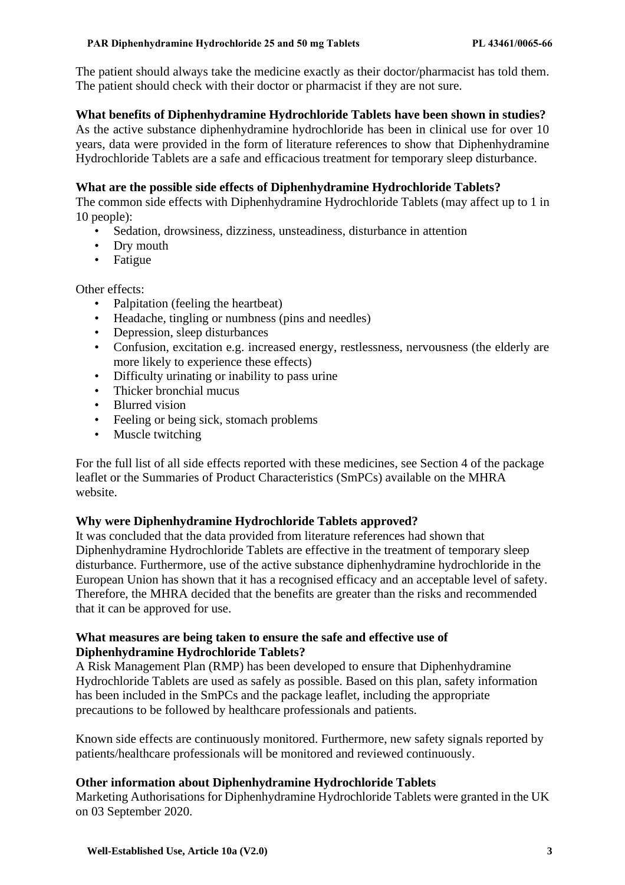The patient should always take the medicine exactly as their doctor/pharmacist has told them. The patient should check with their doctor or pharmacist if they are not sure.

**What benefits of Diphenhydramine Hydrochloride Tablets have been shown in studies?**

As the active substance diphenhydramine hydrochloride has been in clinical use for over 10 years, data were provided in the form of literature references to show that Diphenhydramine Hydrochloride Tablets are a safe and efficacious treatment for temporary sleep disturbance.

**What are the possible side effects of Diphenhydramine Hydrochloride Tablets?**

The common side effects with Diphenhydramine Hydrochloride Tablets (may affect up to 1 in 10 people):

- Sedation, drowsiness, dizziness, unsteadiness, disturbance in attention
- Dry mouth
- Fatigue

Other effects:

- Palpitation (feeling the heartbeat)
- Headache, tingling or numbness (pins and needles)
- Depression, sleep disturbances
- Confusion, excitation e.g. increased energy, restlessness, nervousness (the elderly are more likely to experience these effects)
- Difficulty urinating or inability to pass urine
- Thicker bronchial mucus
- Blurred vision
- Feeling or being sick, stomach problems
- Muscle twitching

For the full list of all side effects reported with these medicines, see Section 4 of the package leaflet or the Summaries of Product Characteristics (SmPCs) available on the MHRA website.

**Why were Diphenhydramine Hydrochloride Tablets approved?**

It was concluded that the data provided from literature references had shown that Diphenhydramine Hydrochloride Tablets are effective in the treatment of temporary sleep disturbance. Furthermore, use of the active substance diphenhydramine hydrochloride in the European Union has shown that it has a recognised efficacy and an acceptable level of safety. Therefore, the MHRA decided that the benefits are greater than the risks and recommended that it can be approved for use.

**What measures are being taken to ensure the safe and effective use of Diphenhydramine Hydrochloride Tablets?**

A Risk Management Plan (RMP) has been developed to ensure that Diphenhydramine Hydrochloride Tablets are used as safely as possible. Based on this plan, safety information has been included in the SmPCs and the package leaflet, including the appropriate precautions to be followed by healthcare professionals and patients.

Known side effects are continuously monitored. Furthermore, new safety signals reported by patients/healthcare professionals will be monitored and reviewed continuously.

**Other information about Diphenhydramine Hydrochloride Tablets**

Marketing Authorisations for Diphenhydramine Hydrochloride Tablets were granted in the UK on 03 September 2020.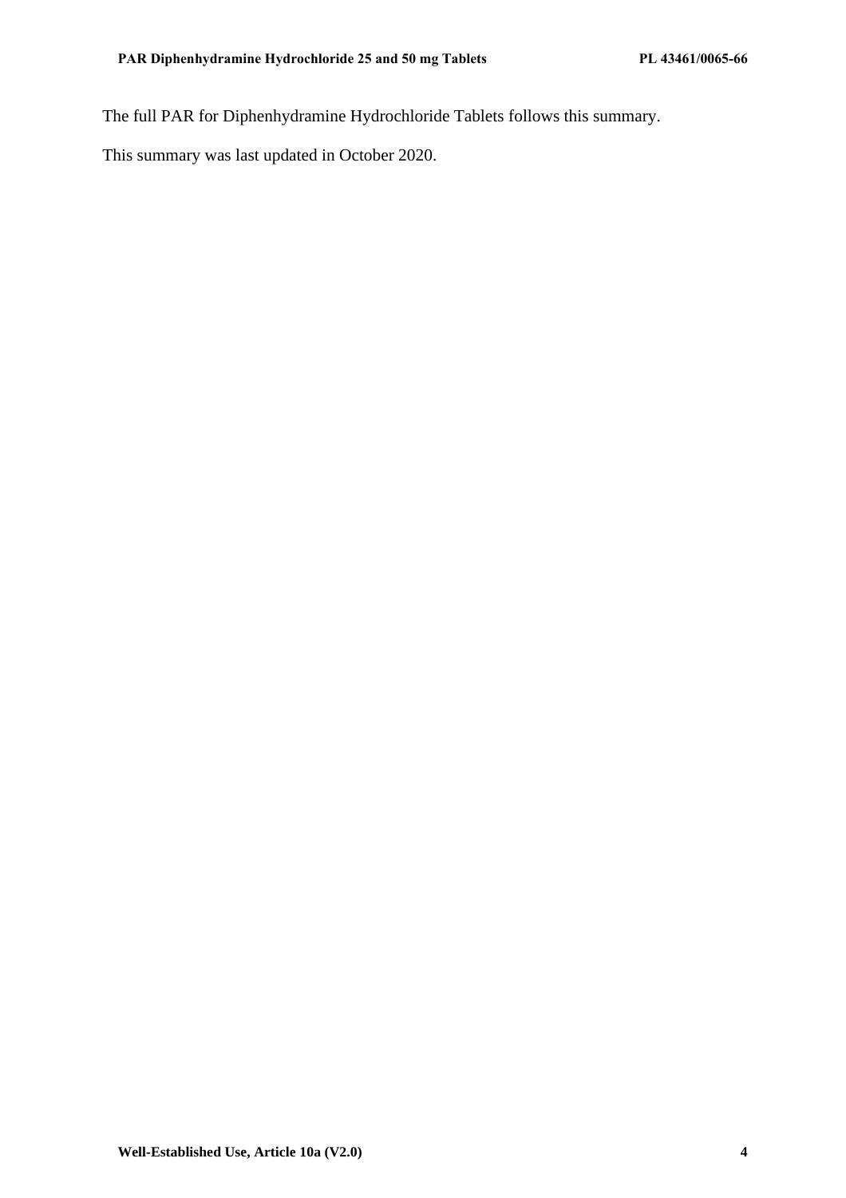The full PAR for Diphenhydramine Hydrochloride Tablets follows this summary.

This summary was last updated in October 2020.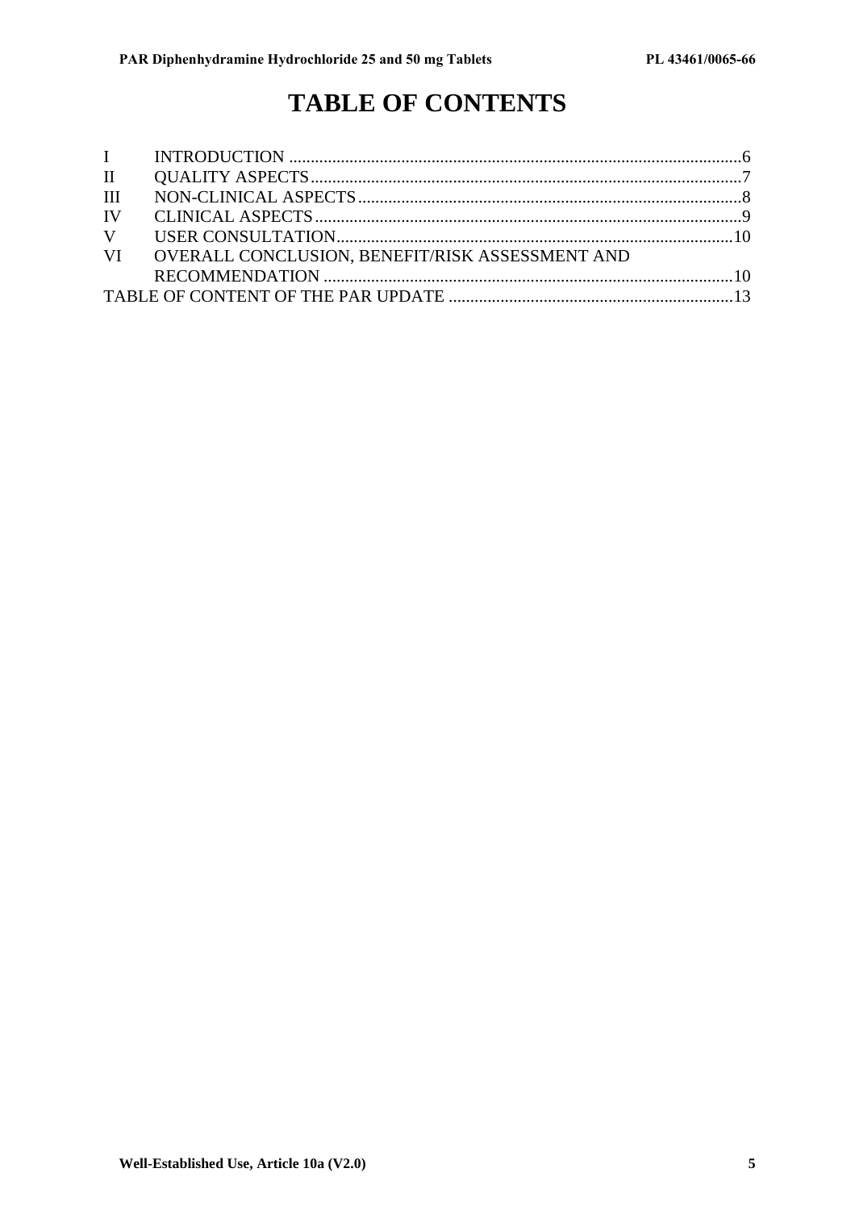# TABLE OF CONTENTS

| | | |
|---|---|---|
| I | INTRODUCTION | 6 |
| II | QUALITY ASPECTS | 7 |
| III | NON-CLINICAL ASPECTS | 8 |
| IV | CLINICAL ASPECTS | 9 |
| V | USER CONSULTATION | 10 |
| VI | OVERALL CONCLUSION, BENEFIT/RISK ASSESSMENT AND RECOMMENDATION | 10 |
| TABLE OF CONTENT OF THE PAR UPDATE | | 13 |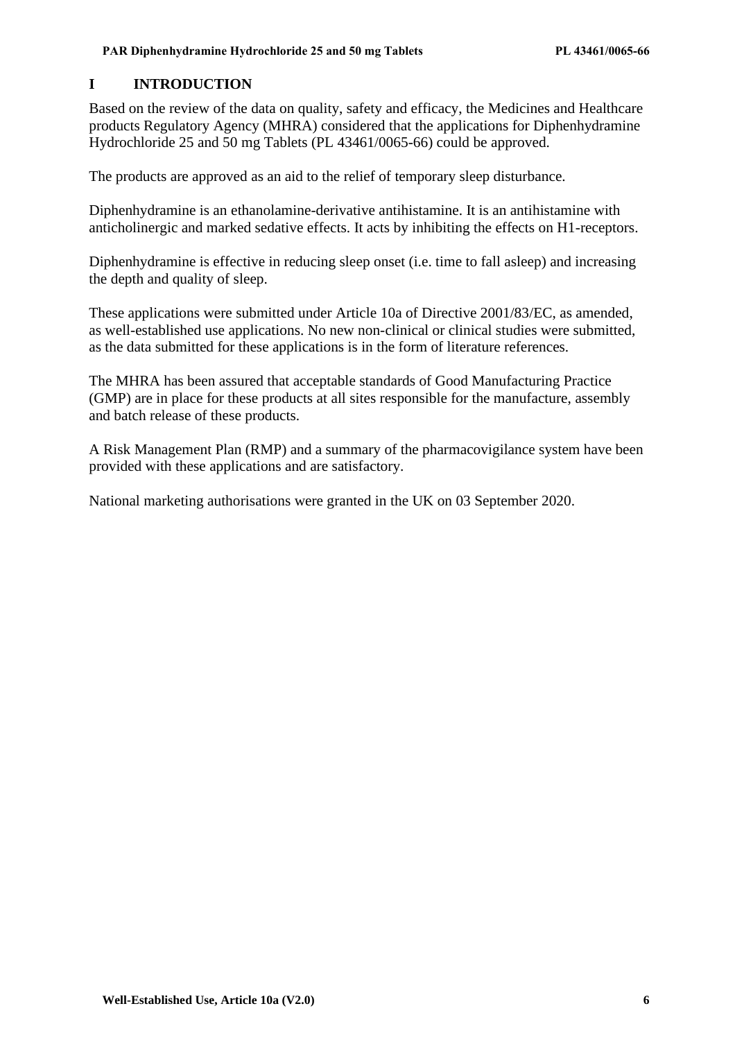# I INTRODUCTION

Based on the review of the data on quality, safety and efficacy, the Medicines and Healthcare products Regulatory Agency (MHRA) considered that the applications for Diphenhydramine Hydrochloride 25 and 50 mg Tablets (PL 43461/0065-66) could be approved.

The products are approved as an aid to the relief of temporary sleep disturbance.

Diphenhydramine is an ethanolamine-derivative antihistamine. It is an antihistamine with anticholinergic and marked sedative effects. It acts by inhibiting the effects on H1-receptors.

Diphenhydramine is effective in reducing sleep onset (i.e. time to fall asleep) and increasing the depth and quality of sleep.

These applications were submitted under Article 10a of Directive 2001/83/EC, as amended, as well-established use applications. No new non-clinical or clinical studies were submitted, as the data submitted for these applications is in the form of literature references.

The MHRA has been assured that acceptable standards of Good Manufacturing Practice (GMP) are in place for these products at all sites responsible for the manufacture, assembly and batch release of these products.

A Risk Management Plan (RMP) and a summary of the pharmacovigilance system have been provided with these applications and are satisfactory.

National marketing authorisations were granted in the UK on 03 September 2020.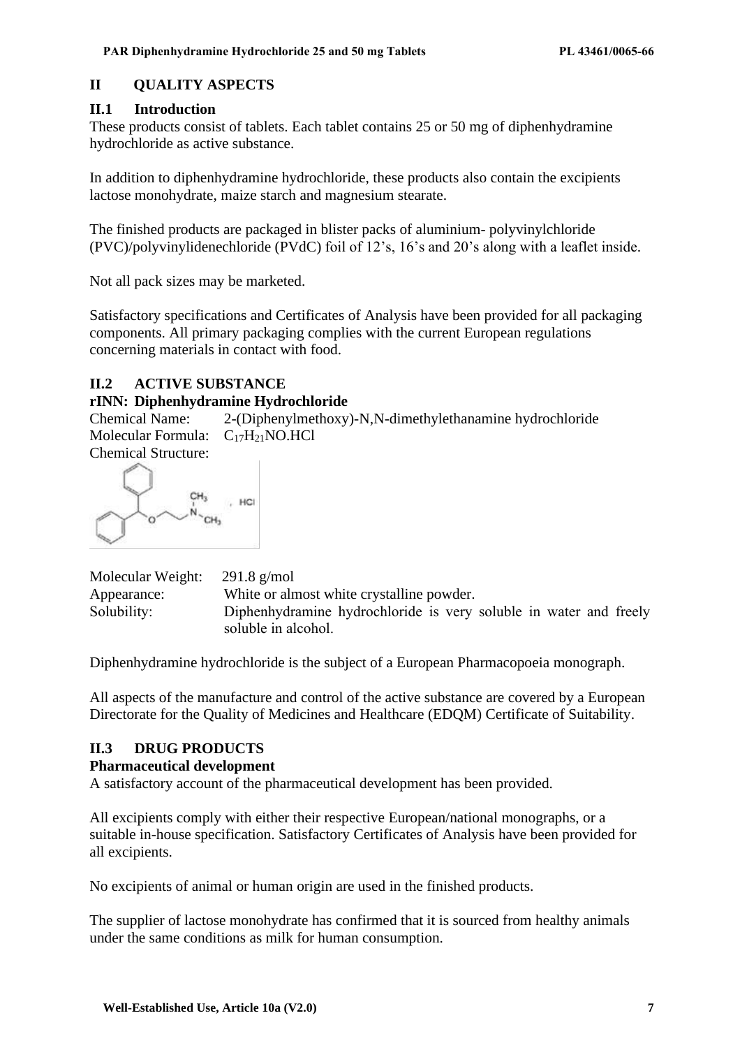## II QUALITY ASPECTS

### II.1 Introduction

These products consist of tablets. Each tablet contains 25 or 50 mg of diphenhydramine hydrochloride as active substance.

In addition to diphenhydramine hydrochloride, these products also contain the excipients lactose monohydrate, maize starch and magnesium stearate.

The finished products are packaged in blister packs of aluminium- polyvinylchloride (PVC)/polyvinylidenechloride (PVdC) foil of 12's, 16's and 20's along with a leaflet inside.

Not all pack sizes may be marketed.

Satisfactory specifications and Certificates of Analysis have been provided for all packaging components. All primary packaging complies with the current European regulations concerning materials in contact with food.

### II.2 ACTIVE SUBSTANCE

**rINN: Diphenhydramine Hydrochloride**

Chemical Name: 2-(Diphenylmethoxy)-N,N-dimethylethanamine hydrochloride

Molecular Formula: $C_{17}H_{21}NO.HCl$

Chemical Structure:

Molecular Weight: 291.8 g/mol

Appearance: White or almost white crystalline powder.

Solubility: Diphenhydramine hydrochloride is very soluble in water and freely soluble in alcohol.

Diphenhydramine hydrochloride is the subject of a European Pharmacopoeia monograph.

All aspects of the manufacture and control of the active substance are covered by a European Directorate for the Quality of Medicines and Healthcare (EDQM) Certificate of Suitability.

### II.3 DRUG PRODUCTS

**Pharmaceutical development**

A satisfactory account of the pharmaceutical development has been provided.

All excipients comply with either their respective European/national monographs, or a suitable in-house specification. Satisfactory Certificates of Analysis have been provided for all excipients.

No excipients of animal or human origin are used in the finished products.

The supplier of lactose monohydrate has confirmed that it is sourced from healthy animals under the same conditions as milk for human consumption.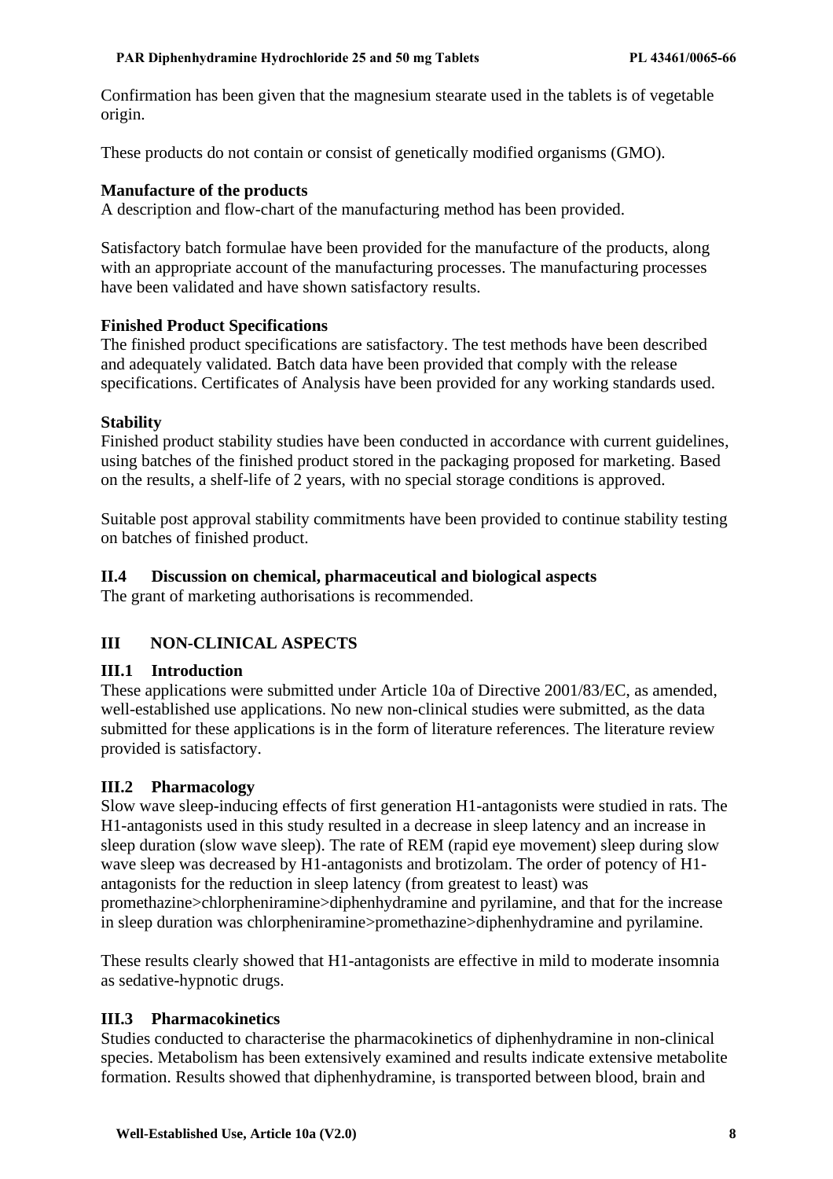Confirmation has been given that the magnesium stearate used in the tablets is of vegetable origin.

These products do not contain or consist of genetically modified organisms (GMO).

**Manufacture of the products**
A description and flow-chart of the manufacturing method has been provided.

Satisfactory batch formulae have been provided for the manufacture of the products, along with an appropriate account of the manufacturing processes. The manufacturing processes have been validated and have shown satisfactory results.

**Finished Product Specifications**
The finished product specifications are satisfactory. The test methods have been described and adequately validated. Batch data have been provided that comply with the release specifications. Certificates of Analysis have been provided for any working standards used.

**Stability**
Finished product stability studies have been conducted in accordance with current guidelines, using batches of the finished product stored in the packaging proposed for marketing. Based on the results, a shelf-life of 2 years, with no special storage conditions is approved.

Suitable post approval stability commitments have been provided to continue stability testing on batches of finished product.

### II.4 Discussion on chemical, pharmaceutical and biological aspects

The grant of marketing authorisations is recommended.

## III NON-CLINICAL ASPECTS

### III.1 Introduction

These applications were submitted under Article 10a of Directive 2001/83/EC, as amended, well-established use applications. No new non-clinical studies were submitted, as the data submitted for these applications is in the form of literature references. The literature review provided is satisfactory.

### III.2 Pharmacology

Slow wave sleep-inducing effects of first generation H1-antagonists were studied in rats. The H1-antagonists used in this study resulted in a decrease in sleep latency and an increase in sleep duration (slow wave sleep). The rate of REM (rapid eye movement) sleep during slow wave sleep was decreased by H1-antagonists and brotizolam. The order of potency of H1-antagonists for the reduction in sleep latency (from greatest to least) was promethazine>chlorpheniramine>diphenhydramine and pyrilamine, and that for the increase in sleep duration was chlorpheniramine>promethazine>diphenhydramine and pyrilamine.

These results clearly showed that H1-antagonists are effective in mild to moderate insomnia as sedative-hypnotic drugs.

### III.3 Pharmacokinetics

Studies conducted to characterise the pharmacokinetics of diphenhydramine in non-clinical species. Metabolism has been extensively examined and results indicate extensive metabolite formation. Results showed that diphenhydramine, is transported between blood, brain and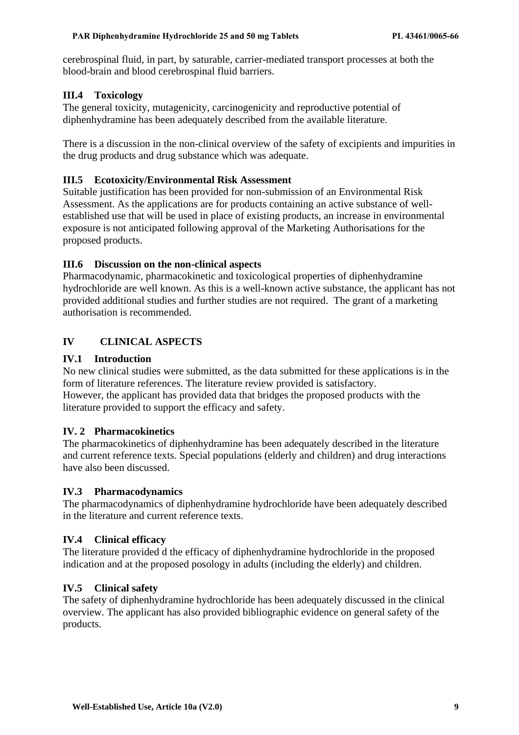cerebrospinal fluid, in part, by saturable, carrier-mediated transport processes at both the blood-brain and blood cerebrospinal fluid barriers.

### III.4 Toxicology

The general toxicity, mutagenicity, carcinogenicity and reproductive potential of diphenhydramine has been adequately described from the available literature.

There is a discussion in the non-clinical overview of the safety of excipients and impurities in the drug products and drug substance which was adequate.

### III.5 Ecotoxicity/Environmental Risk Assessment

Suitable justification has been provided for non-submission of an Environmental Risk Assessment. As the applications are for products containing an active substance of well-established use that will be used in place of existing products, an increase in environmental exposure is not anticipated following approval of the Marketing Authorisations for the proposed products.

### III.6 Discussion on the non-clinical aspects

Pharmacodynamic, pharmacokinetic and toxicological properties of diphenhydramine hydrochloride are well known. As this is a well-known active substance, the applicant has not provided additional studies and further studies are not required. The grant of a marketing authorisation is recommended.

## IV CLINICAL ASPECTS

### IV.1 Introduction

No new clinical studies were submitted, as the data submitted for these applications is in the form of literature references. The literature review provided is satisfactory.
However, the applicant has provided data that bridges the proposed products with the literature provided to support the efficacy and safety.

### IV. 2 Pharmacokinetics

The pharmacokinetics of diphenhydramine has been adequately described in the literature and current reference texts. Special populations (elderly and children) and drug interactions have also been discussed.

### IV.3 Pharmacodynamics

The pharmacodynamics of diphenhydramine hydrochloride have been adequately described in the literature and current reference texts.

### IV.4 Clinical efficacy

The literature provided d the efficacy of diphenhydramine hydrochloride in the proposed indication and at the proposed posology in adults (including the elderly) and children.

### IV.5 Clinical safety

The safety of diphenhydramine hydrochloride has been adequately discussed in the clinical overview. The applicant has also provided bibliographic evidence on general safety of the products.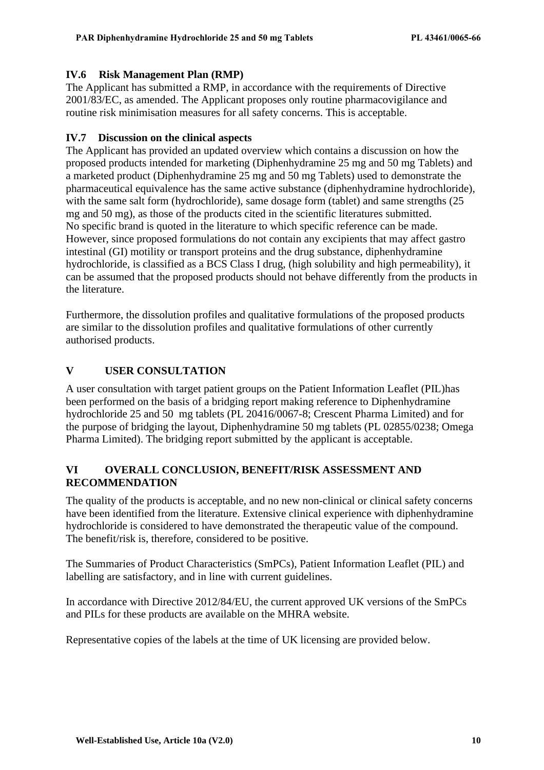### IV.6 Risk Management Plan (RMP)

The Applicant has submitted a RMP, in accordance with the requirements of Directive 2001/83/EC, as amended. The Applicant proposes only routine pharmacovigilance and routine risk minimisation measures for all safety concerns. This is acceptable.

### IV.7 Discussion on the clinical aspects

The Applicant has provided an updated overview which contains a discussion on how the proposed products intended for marketing (Diphenhydramine 25 mg and 50 mg Tablets) and a marketed product (Diphenhydramine 25 mg and 50 mg Tablets) used to demonstrate the pharmaceutical equivalence has the same active substance (diphenhydramine hydrochloride), with the same salt form (hydrochloride), same dosage form (tablet) and same strengths (25 mg and 50 mg), as those of the products cited in the scientific literatures submitted. No specific brand is quoted in the literature to which specific reference can be made. However, since proposed formulations do not contain any excipients that may affect gastro intestinal (GI) motility or transport proteins and the drug substance, diphenhydramine hydrochloride, is classified as a BCS Class I drug, (high solubility and high permeability), it can be assumed that the proposed products should not behave differently from the products in the literature.

Furthermore, the dissolution profiles and qualitative formulations of the proposed products are similar to the dissolution profiles and qualitative formulations of other currently authorised products.

## V USER CONSULTATION

A user consultation with target patient groups on the Patient Information Leaflet (PIL)has been performed on the basis of a bridging report making reference to Diphenhydramine hydrochloride 25 and 50 mg tablets (PL 20416/0067-8; Crescent Pharma Limited) and for the purpose of bridging the layout, Diphenhydramine 50 mg tablets (PL 02855/0238; Omega Pharma Limited). The bridging report submitted by the applicant is acceptable.

## VI OVERALL CONCLUSION, BENEFIT/RISK ASSESSMENT AND RECOMMENDATION

The quality of the products is acceptable, and no new non-clinical or clinical safety concerns have been identified from the literature. Extensive clinical experience with diphenhydramine hydrochloride is considered to have demonstrated the therapeutic value of the compound. The benefit/risk is, therefore, considered to be positive.

The Summaries of Product Characteristics (SmPCs), Patient Information Leaflet (PIL) and labelling are satisfactory, and in line with current guidelines.

In accordance with Directive 2012/84/EU, the current approved UK versions of the SmPCs and PILs for these products are available on the MHRA website.

Representative copies of the labels at the time of UK licensing are provided below.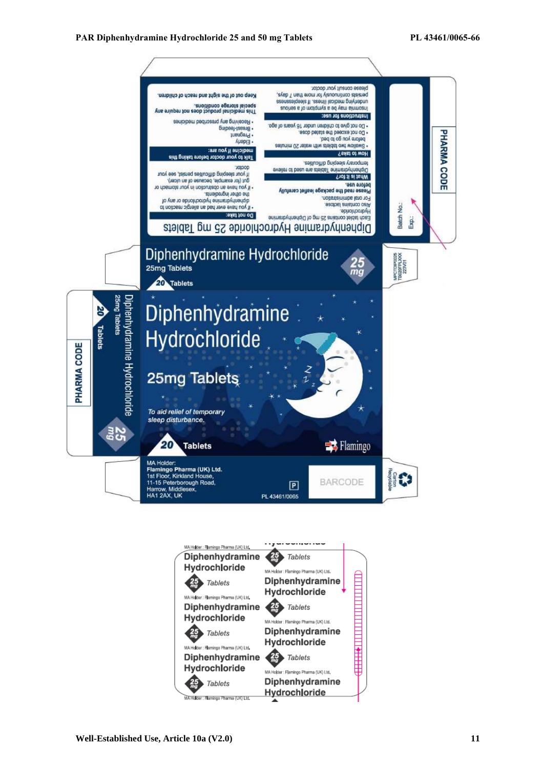Diphenhydramine Hydrochloride 25 mg Tablets

**Do not take:**

- If you have ever had an allergic reaction to diphenhydramine hydrochloride or any of the other ingredients.
- If you have an obstruction in your stomach or gut (for example, because of an ulcer).
- If your sleeping difficulties persist, see your doctor.

**Talk to your doctor before taking this medicine if you are:**

- Elderly
- Pregnant
- Breast-feeding
- Receiving any prescribed medicines

This medicinal product does not require any special storage conditions.

Keep out of the sight and reach of children.

Each tablet contains 25 mg of Diphenhydramine Hydrochloride.
Also contains lactose.
For oral administration.
Please read the package leaflet carefully before use.

**What is it for?**

Diphenhydramine Tablets are used to relieve temporary sleeping difficulties.

**How to take?**

- Swallow two tablets with water 20 minutes before you go to bed.
- Do not exceed the stated dose.
- Do not give to children under 16 years of age.

**Instructions for use:**

Insomnia may be a symptom of a serious underlying medical illness. If sleeplessness persists continuously for more than 7 days, please consult your doctor.

PHARMA CODE

Batch No.:
Exp.:

Diphenhydramine Hydrochloride
25mg Tablets
20 Tablets
25 mg

MPCT00000X
T8000PLXXX
22/V01

Diphenhydramine Hydrochloride
25mg Tablets

*To aid relief of temporary sleep disturbance.*

20 Tablets

Flamingo

MA Holder:
**Flamingo Pharma (UK) Ltd.**
1st Floor, Kirkland House,
11-15 Peterborough Road,
Harrow, Middlesex,
HA1 2AX, UK

P

PL 43461/0065

BARCODE

Carton Recyclable

MA Holder : Flamingo Pharma (UK) Ltd.
Diphenhydramine Hydrochloride
25 mg Tablets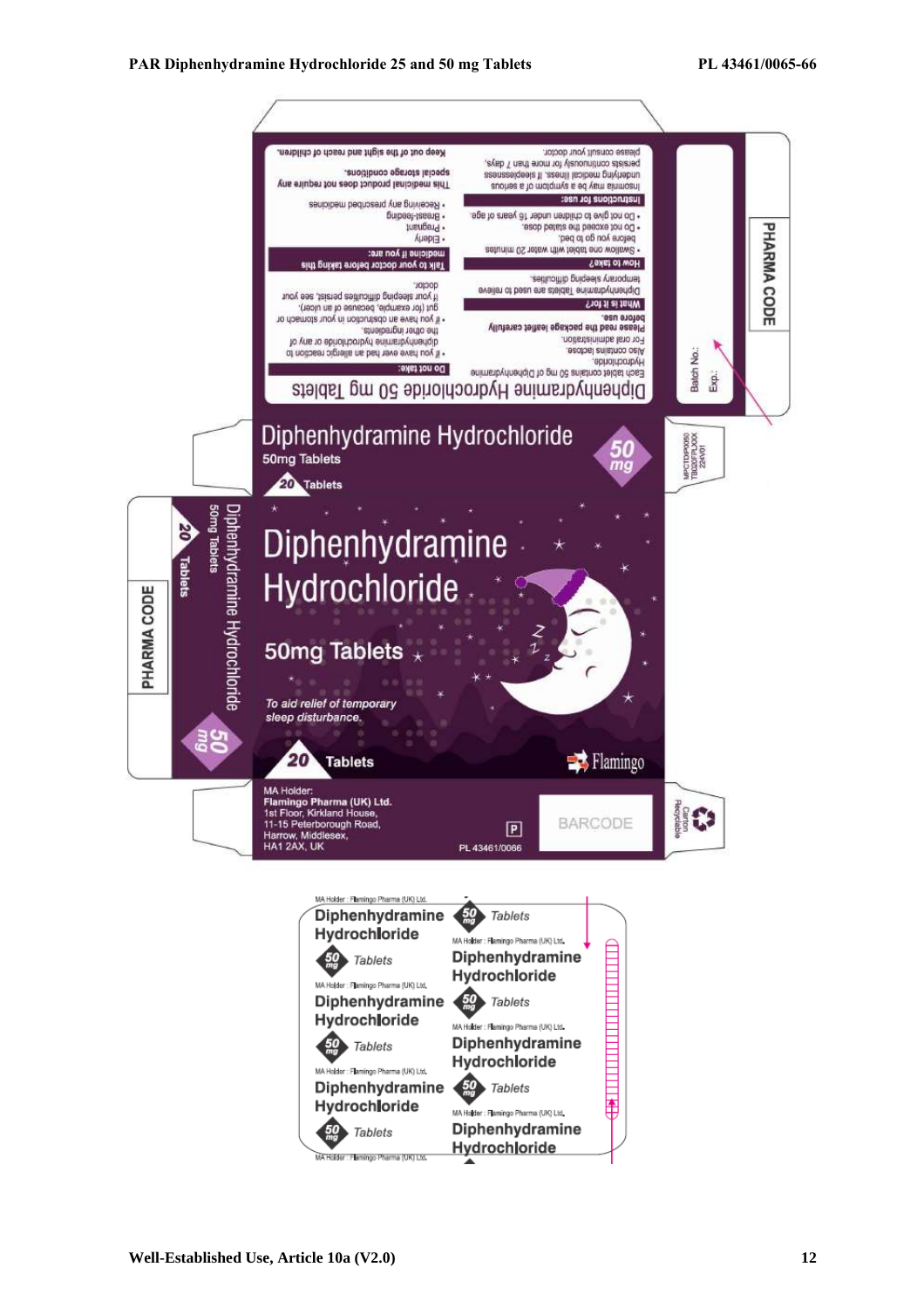Diphenhydramine Hydrochloride 50 mg Tablets

Each tablet contains 50 mg of Diphenhydramine Hydrochloride.
Also contains lactose.
For oral administration.
Please read the package leaflet carefully before use.

**What is it for?**
Diphenhydramine Tablets are used to relieve temporary sleeping difficulties.

**How to take?**
- Swallow one tablet with water 20 minutes before you go to bed.
- Do not exceed the stated dose.
- Do not give to children under 16 years of age.

**Instructions for use:**
Insomnia may be a symptom of a serious underlying medical illness. If sleeplessness persists continuously for more than 7 days, please consult your doctor.

**Do not take:**
- If you have ever had an allergic reaction to diphenhydramine hydrochloride or any of the other ingredients.
- If you have an obstruction in your stomach or gut (for example, because of an ulcer).
- If your sleeping difficulties persist, see your doctor.

**Talk to your doctor before taking this medicine if you are:**
- Elderly
- Pregnant
- Breast-feeding
- Receiving any prescribed medicines

This medicinal product does not require any special storage conditions.

Keep out of the sight and reach of children.

Batch No.:
Exp.:

PHARMA CODE

Diphenhydramine Hydrochloride
50mg Tablets
20 Tablets
50 mg

Diphenhydramine Hydrochloride
50mg Tablets
*To aid relief of temporary sleep disturbance.*
20 Tablets
Flamingo

Diphenhydramine Hydrochloride
50mg Tablets
20 Tablets
50 mg

PHARMA CODE

MA Holder:
Flamingo Pharma (UK) Ltd.
1st Floor, Kirkland House,
11-15 Peterborough Road,
Harrow, Middlesex,
HA1 2AX, UK

P
PL 43461/0066

BARCODE

Carton Recyclable

MA Holder : Flamingo Pharma (UK) Ltd.
Diphenhydramine Hydrochloride
50 mg Tablets

MA Holder : Flamingo Pharma (UK) Ltd.
Diphenhydramine Hydrochloride
50 mg Tablets

MA Holder : Flamingo Pharma (UK) Ltd.
Diphenhydramine Hydrochloride
50 mg Tablets

MA Holder : Flamingo Pharma (UK) Ltd.
Diphenhydramine Hydrochloride
50 mg Tablets

MA Holder : Flamingo Pharma (UK) Ltd.
Diphenhydramine Hydrochloride
50 mg Tablets

MA Holder : Flamingo Pharma (UK) Ltd.
Diphenhydramine Hydrochloride
50 mg Tablets

MA Holder : Flamingo Pharma (UK) Ltd.
Diphenhydramine Hydrochloride
50 mg Tablets

MA Holder : Flamingo Pharma (UK) Ltd.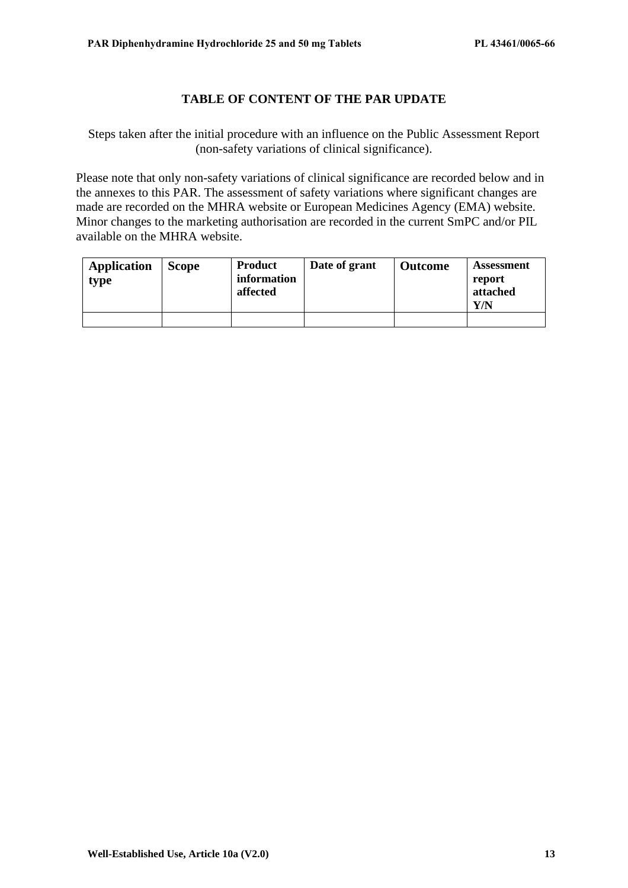## TABLE OF CONTENT OF THE PAR UPDATE

Steps taken after the initial procedure with an influence on the Public Assessment Report (non-safety variations of clinical significance).

Please note that only non-safety variations of clinical significance are recorded below and in the annexes to this PAR. The assessment of safety variations where significant changes are made are recorded on the MHRA website or European Medicines Agency (EMA) website. Minor changes to the marketing authorisation are recorded in the current SmPC and/or PIL available on the MHRA website.

| Application type | Scope | Product information affected | Date of grant | Outcome | Assessment report attached Y/N |
|---|---|---|---|---|---|
| | | | | | |